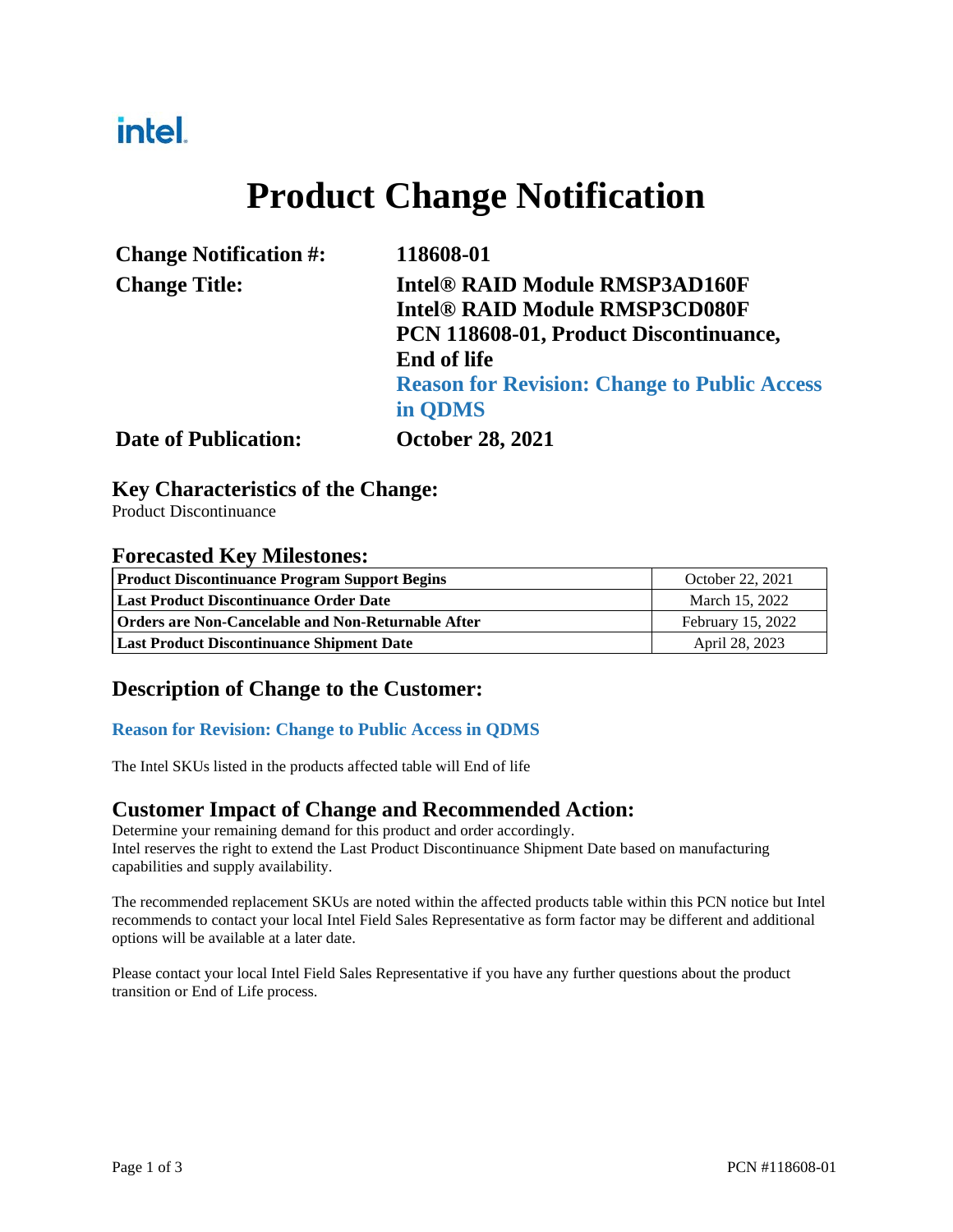intel.

# Product Change Notification

| | |
|---|---|
| **Change Notification #:** | **118608-01** |
| **Change Title:** | **Intel® RAID Module RMSP3AD160F**<br>**Intel® RAID Module RMSP3CD080F**<br>**PCN 118608-01, Product Discontinuance, End of life**<br>**Reason for Revision: Change to Public Access in QDMS** |
| **Date of Publication:** | **October 28, 2021** |

## Key Characteristics of the Change:

Product Discontinuance

## Forecasted Key Milestones:

| | |
|---|---|
| **Product Discontinuance Program Support Begins** | October 22, 2021 |
| **Last Product Discontinuance Order Date** | March 15, 2022 |
| **Orders are Non-Cancelable and Non-Returnable After** | February 15, 2022 |
| **Last Product Discontinuance Shipment Date** | April 28, 2023 |

## Description of Change to the Customer:

**Reason for Revision: Change to Public Access in QDMS**

The Intel SKUs listed in the products affected table will End of life

## Customer Impact of Change and Recommended Action:

Determine your remaining demand for this product and order accordingly.
Intel reserves the right to extend the Last Product Discontinuance Shipment Date based on manufacturing capabilities and supply availability.

The recommended replacement SKUs are noted within the affected products table within this PCN notice but Intel recommends to contact your local Intel Field Sales Representative as form factor may be different and additional options will be available at a later date.

Please contact your local Intel Field Sales Representative if you have any further questions about the product transition or End of Life process.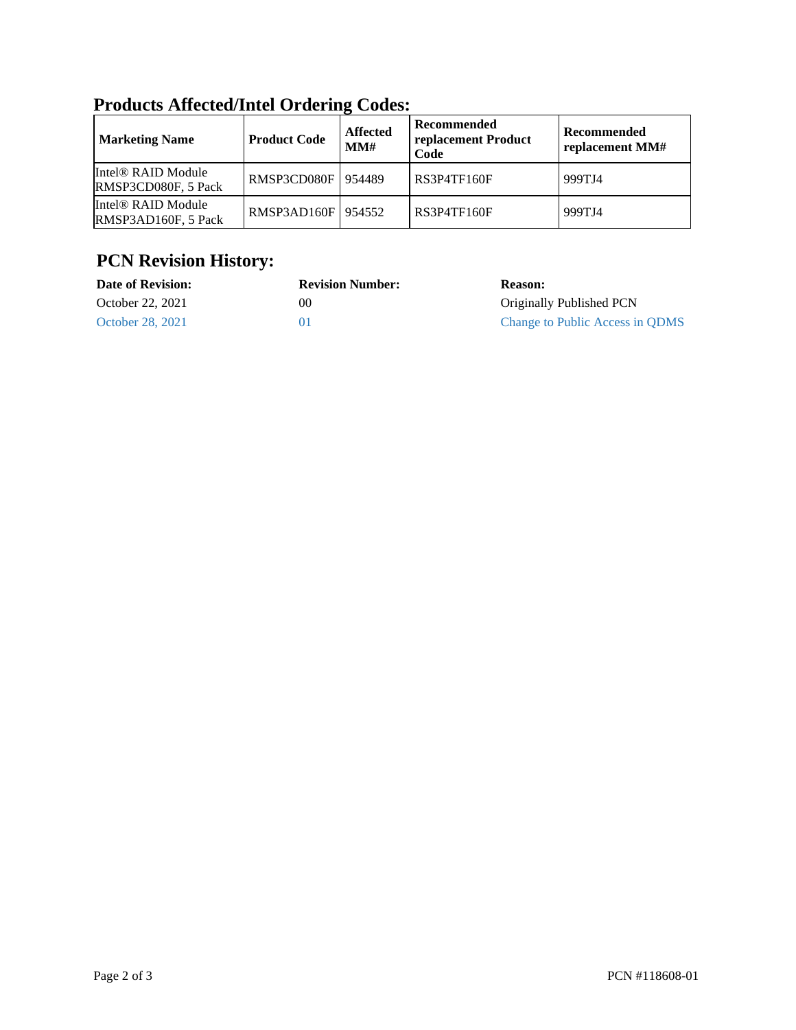## Products Affected/Intel Ordering Codes:

| Marketing Name | Product Code | Affected MM# | Recommended replacement Product Code | Recommended replacement MM# |
| --- | --- | --- | --- | --- |
| Intel® RAID Module RMSP3CD080F, 5 Pack | RMSP3CD080F | 954489 | RS3P4TF160F | 999TJ4 |
| Intel® RAID Module RMSP3AD160F, 5 Pack | RMSP3AD160F | 954552 | RS3P4TF160F | 999TJ4 |

## PCN Revision History:

| Date of Revision: | Revision Number: | Reason: |
| --- | --- | --- |
| October 22, 2021 | 00 | Originally Published PCN |
| October 28, 2021 | 01 | Change to Public Access in QDMS |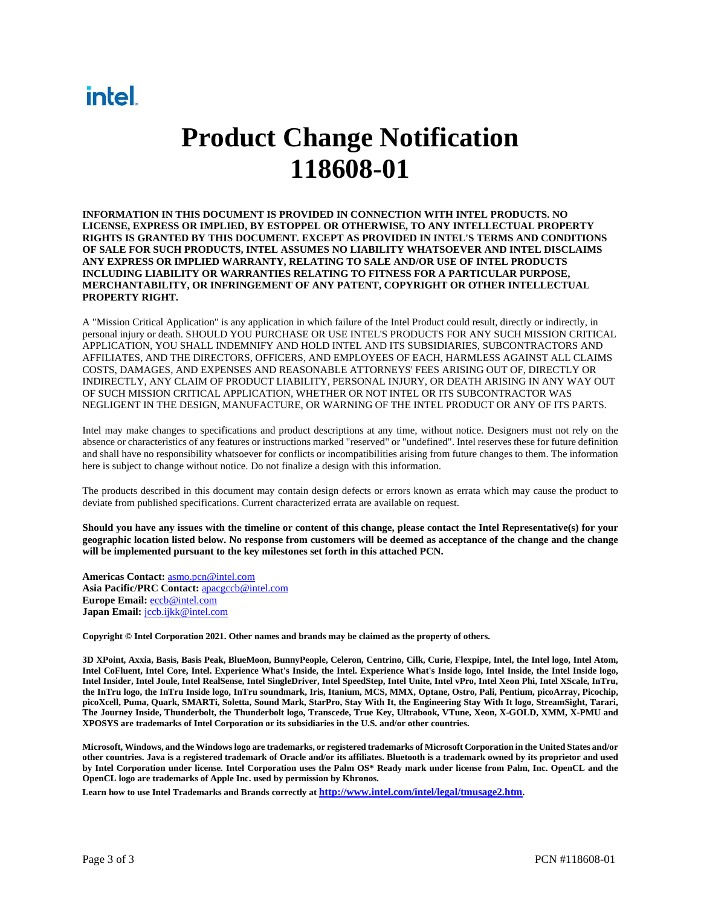intel.

# Product Change Notification 118608-01

**INFORMATION IN THIS DOCUMENT IS PROVIDED IN CONNECTION WITH INTEL PRODUCTS. NO LICENSE, EXPRESS OR IMPLIED, BY ESTOPPEL OR OTHERWISE, TO ANY INTELLECTUAL PROPERTY RIGHTS IS GRANTED BY THIS DOCUMENT. EXCEPT AS PROVIDED IN INTEL'S TERMS AND CONDITIONS OF SALE FOR SUCH PRODUCTS, INTEL ASSUMES NO LIABILITY WHATSOEVER AND INTEL DISCLAIMS ANY EXPRESS OR IMPLIED WARRANTY, RELATING TO SALE AND/OR USE OF INTEL PRODUCTS INCLUDING LIABILITY OR WARRANTIES RELATING TO FITNESS FOR A PARTICULAR PURPOSE, MERCHANTABILITY, OR INFRINGEMENT OF ANY PATENT, COPYRIGHT OR OTHER INTELLECTUAL PROPERTY RIGHT.**

A "Mission Critical Application" is any application in which failure of the Intel Product could result, directly or indirectly, in personal injury or death. SHOULD YOU PURCHASE OR USE INTEL'S PRODUCTS FOR ANY SUCH MISSION CRITICAL APPLICATION, YOU SHALL INDEMNIFY AND HOLD INTEL AND ITS SUBSIDIARIES, SUBCONTRACTORS AND AFFILIATES, AND THE DIRECTORS, OFFICERS, AND EMPLOYEES OF EACH, HARMLESS AGAINST ALL CLAIMS COSTS, DAMAGES, AND EXPENSES AND REASONABLE ATTORNEYS' FEES ARISING OUT OF, DIRECTLY OR INDIRECTLY, ANY CLAIM OF PRODUCT LIABILITY, PERSONAL INJURY, OR DEATH ARISING IN ANY WAY OUT OF SUCH MISSION CRITICAL APPLICATION, WHETHER OR NOT INTEL OR ITS SUBCONTRACTOR WAS NEGLIGENT IN THE DESIGN, MANUFACTURE, OR WARNING OF THE INTEL PRODUCT OR ANY OF ITS PARTS.

Intel may make changes to specifications and product descriptions at any time, without notice. Designers must not rely on the absence or characteristics of any features or instructions marked "reserved" or "undefined". Intel reserves these for future definition and shall have no responsibility whatsoever for conflicts or incompatibilities arising from future changes to them. The information here is subject to change without notice. Do not finalize a design with this information.

The products described in this document may contain design defects or errors known as errata which may cause the product to deviate from published specifications. Current characterized errata are available on request.

**Should you have any issues with the timeline or content of this change, please contact the Intel Representative(s) for your geographic location listed below. No response from customers will be deemed as acceptance of the change and the change will be implemented pursuant to the key milestones set forth in this attached PCN.**

**Americas Contact:** asmo.pcn@intel.com
**Asia Pacific/PRC Contact:** apacgccb@intel.com
**Europe Email:** eccb@intel.com
**Japan Email:** jccb.ijkk@intel.com

**Copyright © Intel Corporation 2021. Other names and brands may be claimed as the property of others.**

**3D XPoint, Axxia, Basis, Basis Peak, BlueMoon, BunnyPeople, Celeron, Centrino, Cilk, Curie, Flexpipe, Intel, the Intel logo, Intel Atom, Intel CoFluent, Intel Core, Intel. Experience What's Inside, the Intel. Experience What's Inside logo, Intel Inside, the Intel Inside logo, Intel Insider, Intel Joule, Intel RealSense, Intel SingleDriver, Intel SpeedStep, Intel Unite, Intel vPro, Intel Xeon Phi, Intel XScale, InTru, the InTru logo, the InTru Inside logo, InTru soundmark, Iris, Itanium, MCS, MMX, Optane, Ostro, Pali, Pentium, picoArray, Picochip, picoXcell, Puma, Quark, SMARTi, Soletta, Sound Mark, StarPro, Stay With It, the Engineering Stay With It logo, StreamSight, Tarari, The Journey Inside, Thunderbolt, the Thunderbolt logo, Transcede, True Key, Ultrabook, VTune, Xeon, X-GOLD, XMM, X-PMU and XPOSYS are trademarks of Intel Corporation or its subsidiaries in the U.S. and/or other countries.**

**Microsoft, Windows, and the Windows logo are trademarks, or registered trademarks of Microsoft Corporation in the United States and/or other countries. Java is a registered trademark of Oracle and/or its affiliates. Bluetooth is a trademark owned by its proprietor and used by Intel Corporation under license. Intel Corporation uses the Palm OS* Ready mark under license from Palm, Inc. OpenCL and the OpenCL logo are trademarks of Apple Inc. used by permission by Khronos.**

**Learn how to use Intel Trademarks and Brands correctly at http://www.intel.com/intel/legal/tmusage2.htm.**